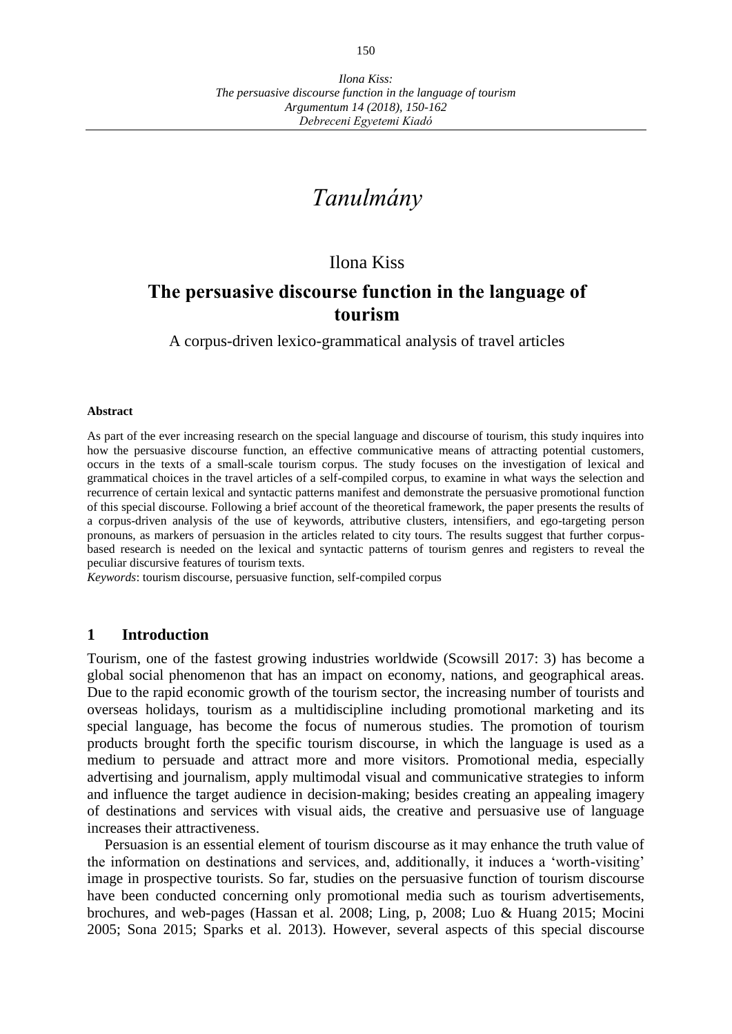*Tanulmány*

Ilona Kiss

# The persuasive discourse function in the language of tourism

A corpus-driven lexico-grammatical analysis of travel articles

**Abstract**

As part of the ever increasing research on the special language and discourse of tourism, this study inquires into how the persuasive discourse function, an effective communicative means of attracting potential customers, occurs in the texts of a small-scale tourism corpus. The study focuses on the investigation of lexical and grammatical choices in the travel articles of a self-compiled corpus, to examine in what ways the selection and recurrence of certain lexical and syntactic patterns manifest and demonstrate the persuasive promotional function of this special discourse. Following a brief account of the theoretical framework, the paper presents the results of a corpus-driven analysis of the use of keywords, attributive clusters, intensifiers, and ego-targeting person pronouns, as markers of persuasion in the articles related to city tours. The results suggest that further corpus-based research is needed on the lexical and syntactic patterns of tourism genres and registers to reveal the peculiar discursive features of tourism texts.

*Keywords*: tourism discourse, persuasive function, self-compiled corpus

## 1 Introduction

Tourism, one of the fastest growing industries worldwide (Scowsill 2017: 3) has become a global social phenomenon that has an impact on economy, nations, and geographical areas. Due to the rapid economic growth of the tourism sector, the increasing number of tourists and overseas holidays, tourism as a multidiscipline including promotional marketing and its special language, has become the focus of numerous studies. The promotion of tourism products brought forth the specific tourism discourse, in which the language is used as a medium to persuade and attract more and more visitors. Promotional media, especially advertising and journalism, apply multimodal visual and communicative strategies to inform and influence the target audience in decision-making; besides creating an appealing imagery of destinations and services with visual aids, the creative and persuasive use of language increases their attractiveness.

Persuasion is an essential element of tourism discourse as it may enhance the truth value of the information on destinations and services, and, additionally, it induces a 'worth-visiting' image in prospective tourists. So far, studies on the persuasive function of tourism discourse have been conducted concerning only promotional media such as tourism advertisements, brochures, and web-pages (Hassan et al. 2008; Ling, p, 2008; Luo & Huang 2015; Mocini 2005; Sona 2015; Sparks et al. 2013). However, several aspects of this special discourse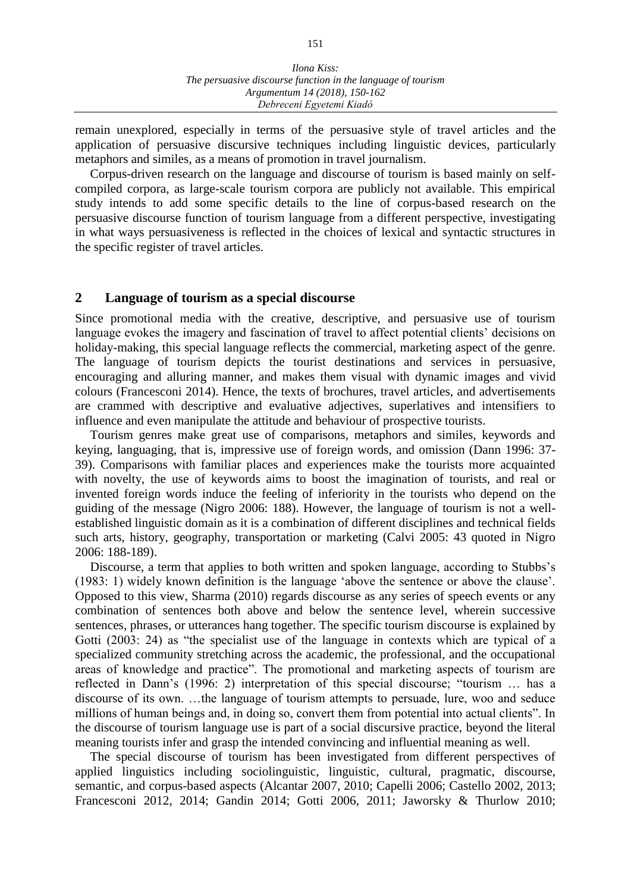remain unexplored, especially in terms of the persuasive style of travel articles and the application of persuasive discursive techniques including linguistic devices, particularly metaphors and similes, as a means of promotion in travel journalism.

Corpus-driven research on the language and discourse of tourism is based mainly on self-compiled corpora, as large-scale tourism corpora are publicly not available. This empirical study intends to add some specific details to the line of corpus-based research on the persuasive discourse function of tourism language from a different perspective, investigating in what ways persuasiveness is reflected in the choices of lexical and syntactic structures in the specific register of travel articles.

## 2 Language of tourism as a special discourse

Since promotional media with the creative, descriptive, and persuasive use of tourism language evokes the imagery and fascination of travel to affect potential clients' decisions on holiday-making, this special language reflects the commercial, marketing aspect of the genre. The language of tourism depicts the tourist destinations and services in persuasive, encouraging and alluring manner, and makes them visual with dynamic images and vivid colours (Francesconi 2014). Hence, the texts of brochures, travel articles, and advertisements are crammed with descriptive and evaluative adjectives, superlatives and intensifiers to influence and even manipulate the attitude and behaviour of prospective tourists.

Tourism genres make great use of comparisons, metaphors and similes, keywords and keying, languaging, that is, impressive use of foreign words, and omission (Dann 1996: 37-39). Comparisons with familiar places and experiences make the tourists more acquainted with novelty, the use of keywords aims to boost the imagination of tourists, and real or invented foreign words induce the feeling of inferiority in the tourists who depend on the guiding of the message (Nigro 2006: 188). However, the language of tourism is not a well-established linguistic domain as it is a combination of different disciplines and technical fields such arts, history, geography, transportation or marketing (Calvi 2005: 43 quoted in Nigro 2006: 188-189).

Discourse, a term that applies to both written and spoken language, according to Stubbs's (1983: 1) widely known definition is the language 'above the sentence or above the clause'. Opposed to this view, Sharma (2010) regards discourse as any series of speech events or any combination of sentences both above and below the sentence level, wherein successive sentences, phrases, or utterances hang together. The specific tourism discourse is explained by Gotti (2003: 24) as "the specialist use of the language in contexts which are typical of a specialized community stretching across the academic, the professional, and the occupational areas of knowledge and practice". The promotional and marketing aspects of tourism are reflected in Dann's (1996: 2) interpretation of this special discourse; "tourism … has a discourse of its own. …the language of tourism attempts to persuade, lure, woo and seduce millions of human beings and, in doing so, convert them from potential into actual clients". In the discourse of tourism language use is part of a social discursive practice, beyond the literal meaning tourists infer and grasp the intended convincing and influential meaning as well.

The special discourse of tourism has been investigated from different perspectives of applied linguistics including sociolinguistic, linguistic, cultural, pragmatic, discourse, semantic, and corpus-based aspects (Alcantar 2007, 2010; Capelli 2006; Castello 2002, 2013; Francesconi 2012, 2014; Gandin 2014; Gotti 2006, 2011; Jaworsky & Thurlow 2010;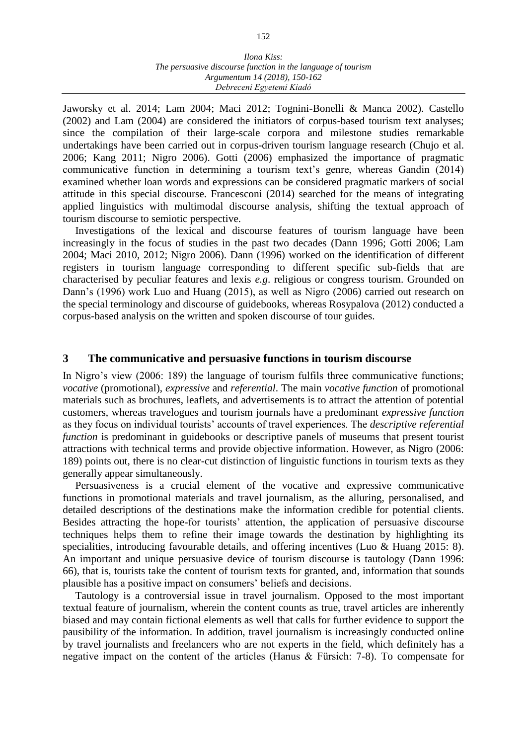Jaworsky et al. 2014; Lam 2004; Maci 2012; Tognini-Bonelli & Manca 2002). Castello (2002) and Lam (2004) are considered the initiators of corpus-based tourism text analyses; since the compilation of their large-scale corpora and milestone studies remarkable undertakings have been carried out in corpus-driven tourism language research (Chujo et al. 2006; Kang 2011; Nigro 2006). Gotti (2006) emphasized the importance of pragmatic communicative function in determining a tourism text's genre, whereas Gandin (2014) examined whether loan words and expressions can be considered pragmatic markers of social attitude in this special discourse. Francesconi (2014) searched for the means of integrating applied linguistics with multimodal discourse analysis, shifting the textual approach of tourism discourse to semiotic perspective.

Investigations of the lexical and discourse features of tourism language have been increasingly in the focus of studies in the past two decades (Dann 1996; Gotti 2006; Lam 2004; Maci 2010, 2012; Nigro 2006). Dann (1996) worked on the identification of different registers in tourism language corresponding to different specific sub-fields that are characterised by peculiar features and lexis *e.g*. religious or congress tourism. Grounded on Dann's (1996) work Luo and Huang (2015), as well as Nigro (2006) carried out research on the special terminology and discourse of guidebooks, whereas Rosypalova (2012) conducted a corpus-based analysis on the written and spoken discourse of tour guides.

## 3 The communicative and persuasive functions in tourism discourse

In Nigro's view (2006: 189) the language of tourism fulfils three communicative functions; *vocative* (promotional), *expressive* and *referential*. The main *vocative function* of promotional materials such as brochures, leaflets, and advertisements is to attract the attention of potential customers, whereas travelogues and tourism journals have a predominant *expressive function* as they focus on individual tourists' accounts of travel experiences. The *descriptive referential function* is predominant in guidebooks or descriptive panels of museums that present tourist attractions with technical terms and provide objective information. However, as Nigro (2006: 189) points out, there is no clear-cut distinction of linguistic functions in tourism texts as they generally appear simultaneously.

Persuasiveness is a crucial element of the vocative and expressive communicative functions in promotional materials and travel journalism, as the alluring, personalised, and detailed descriptions of the destinations make the information credible for potential clients. Besides attracting the hope-for tourists' attention, the application of persuasive discourse techniques helps them to refine their image towards the destination by highlighting its specialities, introducing favourable details, and offering incentives (Luo & Huang 2015: 8). An important and unique persuasive device of tourism discourse is tautology (Dann 1996: 66), that is, tourists take the content of tourism texts for granted, and, information that sounds plausible has a positive impact on consumers' beliefs and decisions.

Tautology is a controversial issue in travel journalism. Opposed to the most important textual feature of journalism, wherein the content counts as true, travel articles are inherently biased and may contain fictional elements as well that calls for further evidence to support the pausibility of the information. In addition, travel journalism is increasingly conducted online by travel journalists and freelancers who are not experts in the field, which definitely has a negative impact on the content of the articles (Hanus & Fürsich: 7-8). To compensate for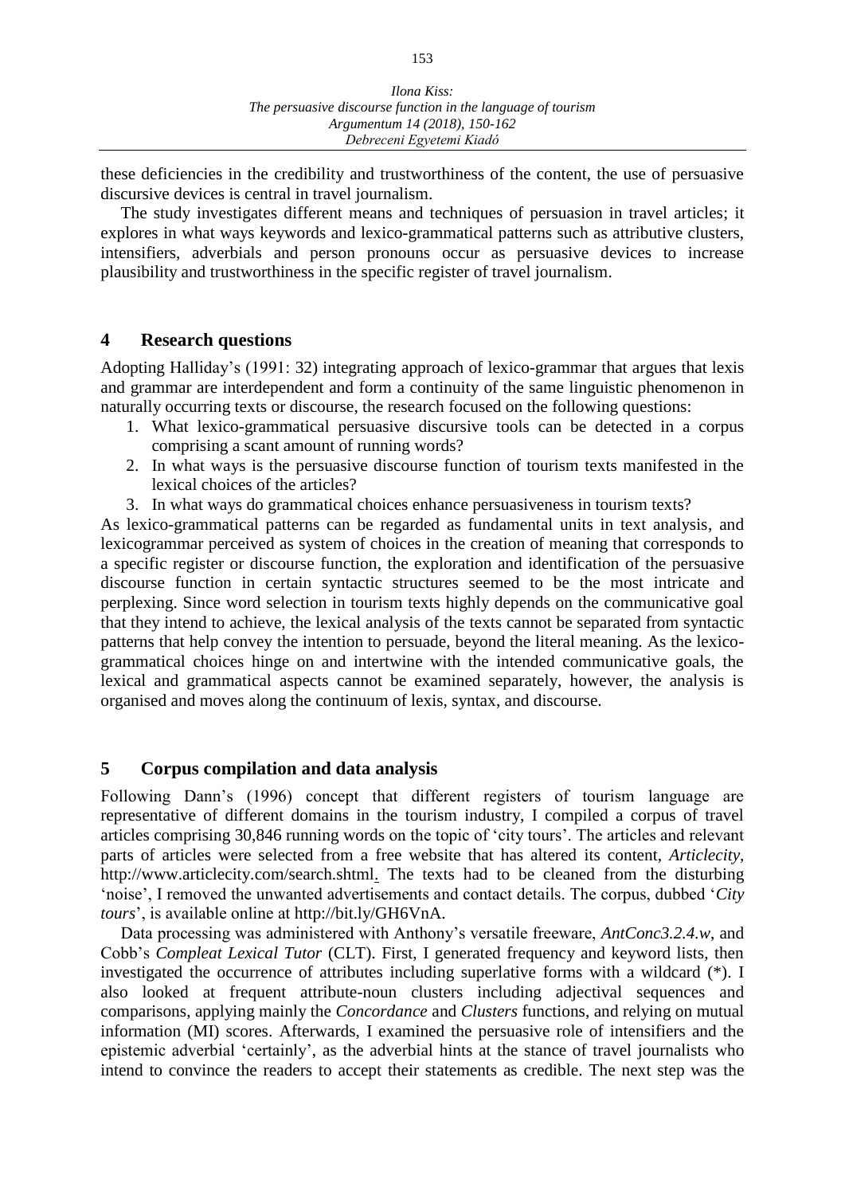these deficiencies in the credibility and trustworthiness of the content, the use of persuasive discursive devices is central in travel journalism.

The study investigates different means and techniques of persuasion in travel articles; it explores in what ways keywords and lexico-grammatical patterns such as attributive clusters, intensifiers, adverbials and person pronouns occur as persuasive devices to increase plausibility and trustworthiness in the specific register of travel journalism.

## 4 Research questions

Adopting Halliday's (1991: 32) integrating approach of lexico-grammar that argues that lexis and grammar are interdependent and form a continuity of the same linguistic phenomenon in naturally occurring texts or discourse, the research focused on the following questions:

1. What lexico-grammatical persuasive discursive tools can be detected in a corpus comprising a scant amount of running words?
2. In what ways is the persuasive discourse function of tourism texts manifested in the lexical choices of the articles?
3. In what ways do grammatical choices enhance persuasiveness in tourism texts?

As lexico-grammatical patterns can be regarded as fundamental units in text analysis, and lexicogrammar perceived as system of choices in the creation of meaning that corresponds to a specific register or discourse function, the exploration and identification of the persuasive discourse function in certain syntactic structures seemed to be the most intricate and perplexing. Since word selection in tourism texts highly depends on the communicative goal that they intend to achieve, the lexical analysis of the texts cannot be separated from syntactic patterns that help convey the intention to persuade, beyond the literal meaning. As the lexico-grammatical choices hinge on and intertwine with the intended communicative goals, the lexical and grammatical aspects cannot be examined separately, however, the analysis is organised and moves along the continuum of lexis, syntax, and discourse.

## 5 Corpus compilation and data analysis

Following Dann's (1996) concept that different registers of tourism language are representative of different domains in the tourism industry, I compiled a corpus of travel articles comprising 30,846 running words on the topic of 'city tours'. The articles and relevant parts of articles were selected from a free website that has altered its content, *Articlecity*, http://www.articlecity.com/search.shtml. The texts had to be cleaned from the disturbing 'noise', I removed the unwanted advertisements and contact details. The corpus, dubbed '*City tours*', is available online at http://bit.ly/GH6VnA.

Data processing was administered with Anthony's versatile freeware, *AntConc3.2.4.w*, and Cobb's *Compleat Lexical Tutor* (CLT). First, I generated frequency and keyword lists, then investigated the occurrence of attributes including superlative forms with a wildcard (*). I also looked at frequent attribute-noun clusters including adjectival sequences and comparisons, applying mainly the *Concordance* and *Clusters* functions, and relying on mutual information (MI) scores. Afterwards, I examined the persuasive role of intensifiers and the epistemic adverbial 'certainly', as the adverbial hints at the stance of travel journalists who intend to convince the readers to accept their statements as credible. The next step was the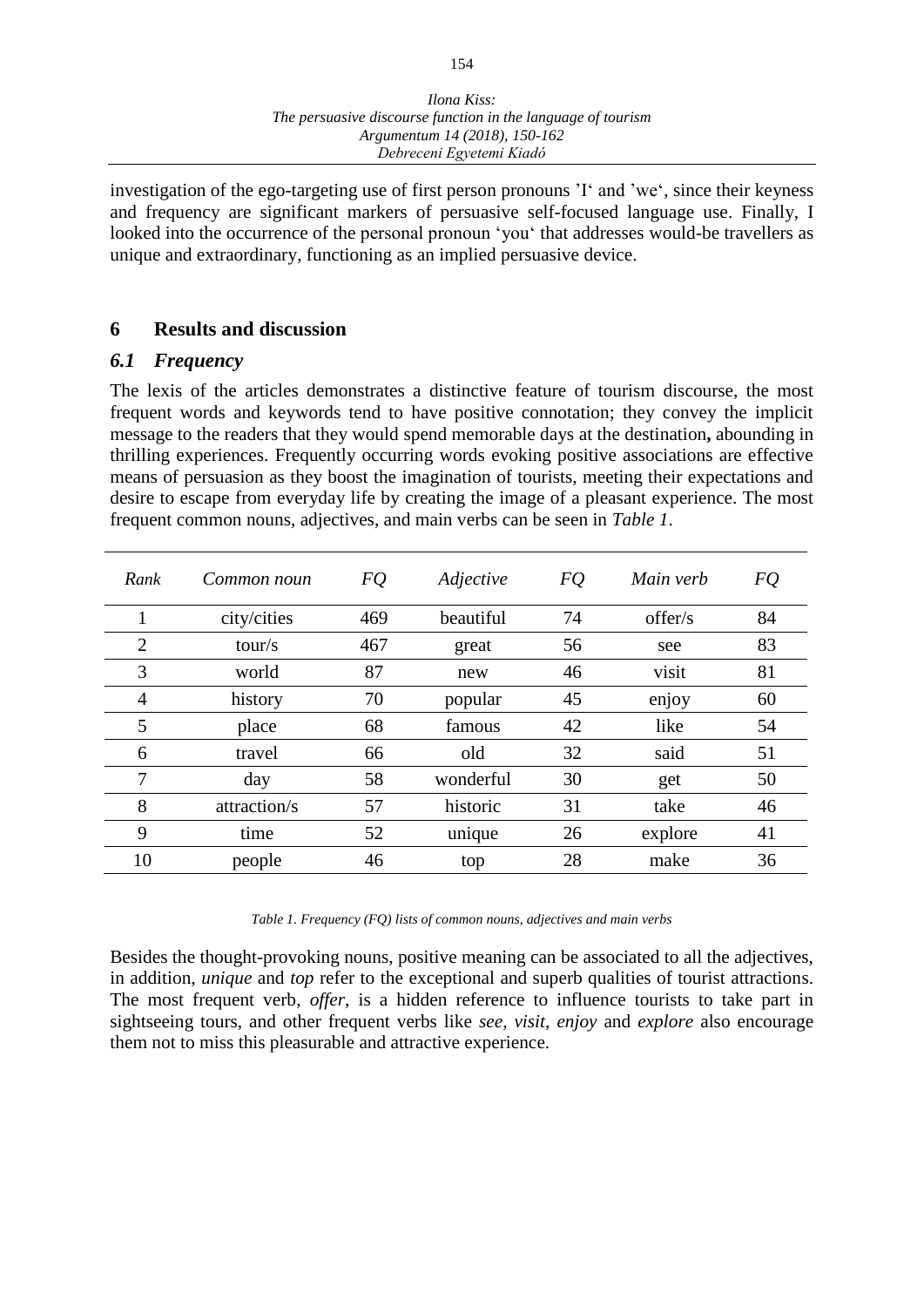investigation of the ego-targeting use of first person pronouns 'I' and 'we', since their keyness and frequency are significant markers of persuasive self-focused language use. Finally, I looked into the occurrence of the personal pronoun 'you' that addresses would-be travellers as unique and extraordinary, functioning as an implied persuasive device.

## 6 Results and discussion

### *6.1 Frequency*

The lexis of the articles demonstrates a distinctive feature of tourism discourse, the most frequent words and keywords tend to have positive connotation; they convey the implicit message to the readers that they would spend memorable days at the destination**,** abounding in thrilling experiences. Frequently occurring words evoking positive associations are effective means of persuasion as they boost the imagination of tourists, meeting their expectations and desire to escape from everyday life by creating the image of a pleasant experience. The most frequent common nouns, adjectives, and main verbs can be seen in *Table 1*.

| *Rank* | *Common noun* | *FQ* | *Adjective* | *FQ* | *Main verb* | *FQ* |
|---|---|---|---|---|---|---|
| 1 | city/cities | 469 | beautiful | 74 | offer/s | 84 |
| 2 | tour/s | 467 | great | 56 | see | 83 |
| 3 | world | 87 | new | 46 | visit | 81 |
| 4 | history | 70 | popular | 45 | enjoy | 60 |
| 5 | place | 68 | famous | 42 | like | 54 |
| 6 | travel | 66 | old | 32 | said | 51 |
| 7 | day | 58 | wonderful | 30 | get | 50 |
| 8 | attraction/s | 57 | historic | 31 | take | 46 |
| 9 | time | 52 | unique | 26 | explore | 41 |
| 10 | people | 46 | top | 28 | make | 36 |

*Table 1. Frequency (FQ) lists of common nouns, adjectives and main verbs*

Besides the thought-provoking nouns, positive meaning can be associated to all the adjectives, in addition, *unique* and *top* refer to the exceptional and superb qualities of tourist attractions. The most frequent verb, *offer*, is a hidden reference to influence tourists to take part in sightseeing tours, and other frequent verbs like *see*, *visit*, *enjoy* and *explore* also encourage them not to miss this pleasurable and attractive experience.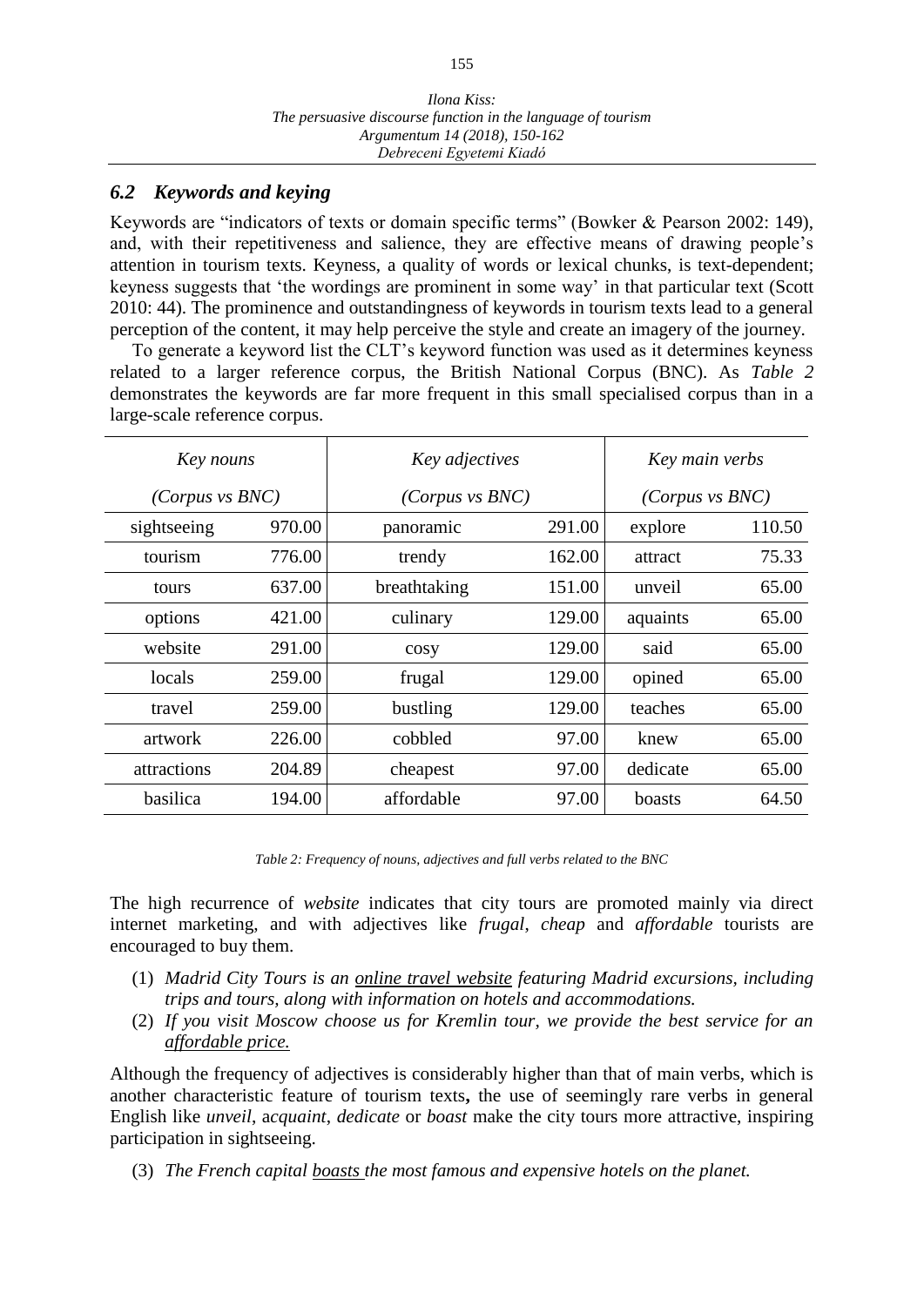### *6.2 Keywords and keying*

Keywords are "indicators of texts or domain specific terms" (Bowker & Pearson 2002: 149), and, with their repetitiveness and salience, they are effective means of drawing people's attention in tourism texts. Keyness, a quality of words or lexical chunks, is text-dependent; keyness suggests that 'the wordings are prominent in some way' in that particular text (Scott 2010: 44). The prominence and outstandingness of keywords in tourism texts lead to a general perception of the content, it may help perceive the style and create an imagery of the journey.

To generate a keyword list the CLT's keyword function was used as it determines keyness related to a larger reference corpus, the British National Corpus (BNC). As *Table 2* demonstrates the keywords are far more frequent in this small specialised corpus than in a large-scale reference corpus.

| *Key nouns* *(Corpus vs BNC)* | | *Key adjectives* *(Corpus vs BNC)* | | *Key main verbs* *(Corpus vs BNC)* | |
|---|---|---|---|---|---|
| sightseeing | 970.00 | panoramic | 291.00 | explore | 110.50 |
| tourism | 776.00 | trendy | 162.00 | attract | 75.33 |
| tours | 637.00 | breathtaking | 151.00 | unveil | 65.00 |
| options | 421.00 | culinary | 129.00 | aquaints | 65.00 |
| website | 291.00 | cosy | 129.00 | said | 65.00 |
| locals | 259.00 | frugal | 129.00 | opined | 65.00 |
| travel | 259.00 | bustling | 129.00 | teaches | 65.00 |
| artwork | 226.00 | cobbled | 97.00 | knew | 65.00 |
| attractions | 204.89 | cheapest | 97.00 | dedicate | 65.00 |
| basilica | 194.00 | affordable | 97.00 | boasts | 64.50 |

*Table 2: Frequency of nouns, adjectives and full verbs related to the BNC*

The high recurrence of *website* indicates that city tours are promoted mainly via direct internet marketing, and with adjectives like *frugal*, *cheap* and *affordable* tourists are encouraged to buy them.

(1) *Madrid City Tours is an online travel website featuring Madrid excursions, including trips and tours, along with information on hotels and accommodations.*

(2) *If you visit Moscow choose us for Kremlin tour, we provide the best service for an affordable price.*

Although the frequency of adjectives is considerably higher than that of main verbs, which is another characteristic feature of tourism texts**,** the use of seemingly rare verbs in general English like *unveil*, *acquaint*, *dedicate* or *boast* make the city tours more attractive, inspiring participation in sightseeing.

(3) *The French capital boasts the most famous and expensive hotels on the planet.*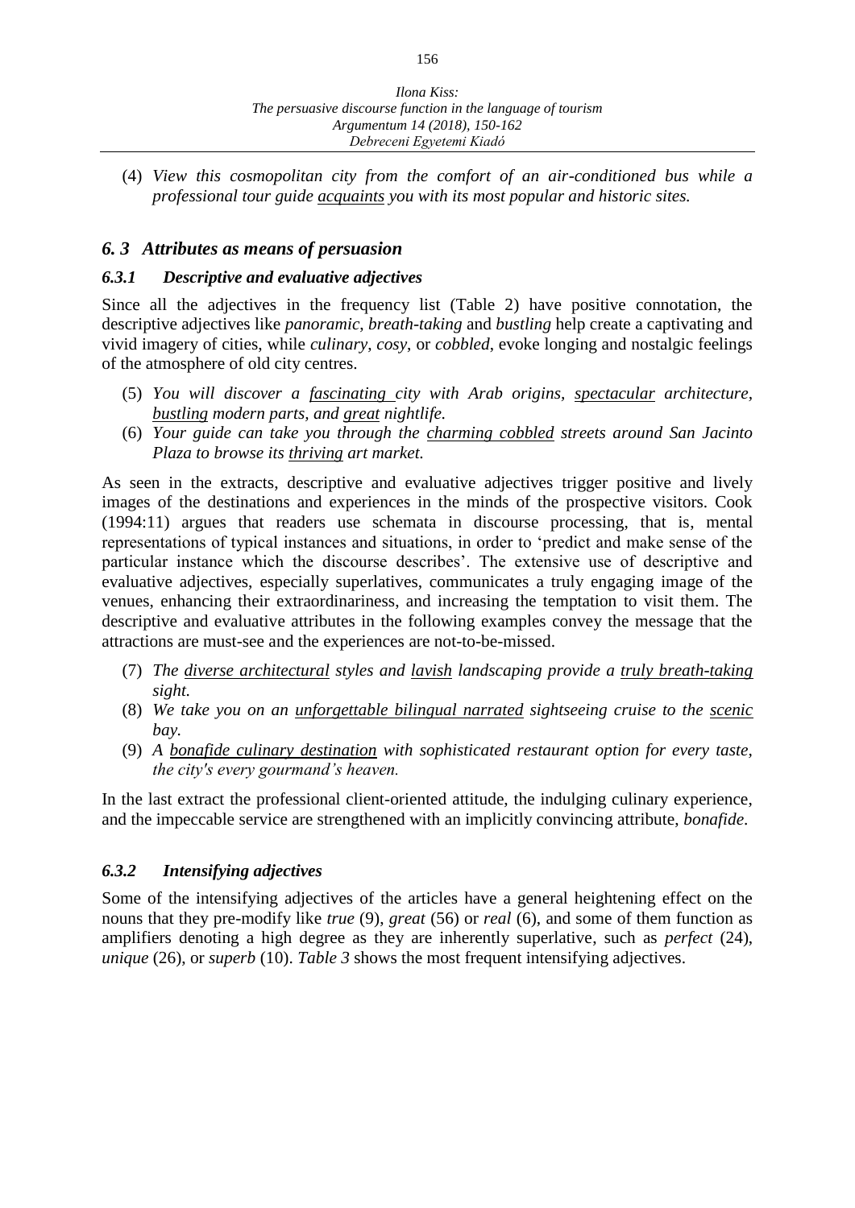(4) *View this cosmopolitan city from the comfort of an air-conditioned bus while a professional tour guide acquaints you with its most popular and historic sites.*

## *6. 3 Attributes as means of persuasion*

### *6.3.1 Descriptive and evaluative adjectives*

Since all the adjectives in the frequency list (Table 2) have positive connotation, the descriptive adjectives like *panoramic*, *breath-taking* and *bustling* help create a captivating and vivid imagery of cities, while *culinary*, *cosy*, or *cobbled*, evoke longing and nostalgic feelings of the atmosphere of old city centres.

(5) *You will discover a fascinating city with Arab origins, spectacular architecture, bustling modern parts, and great nightlife.*

(6) *Your guide can take you through the charming cobbled streets around San Jacinto Plaza to browse its thriving art market.*

As seen in the extracts, descriptive and evaluative adjectives trigger positive and lively images of the destinations and experiences in the minds of the prospective visitors. Cook (1994:11) argues that readers use schemata in discourse processing, that is, mental representations of typical instances and situations, in order to 'predict and make sense of the particular instance which the discourse describes'. The extensive use of descriptive and evaluative adjectives, especially superlatives, communicates a truly engaging image of the venues, enhancing their extraordinariness, and increasing the temptation to visit them. The descriptive and evaluative attributes in the following examples convey the message that the attractions are must-see and the experiences are not-to-be-missed.

(7) *The diverse architectural styles and lavish landscaping provide a truly breath-taking sight.*

(8) *We take you on an unforgettable bilingual narrated sightseeing cruise to the scenic bay.*

(9) *A bonafide culinary destination with sophisticated restaurant option for every taste, the city's every gourmand's heaven.*

In the last extract the professional client-oriented attitude, the indulging culinary experience, and the impeccable service are strengthened with an implicitly convincing attribute, *bonafide*.

### *6.3.2 Intensifying adjectives*

Some of the intensifying adjectives of the articles have a general heightening effect on the nouns that they pre-modify like *true* (9), *great* (56) or *real* (6), and some of them function as amplifiers denoting a high degree as they are inherently superlative, such as *perfect* (24), *unique* (26), or *superb* (10). *Table 3* shows the most frequent intensifying adjectives.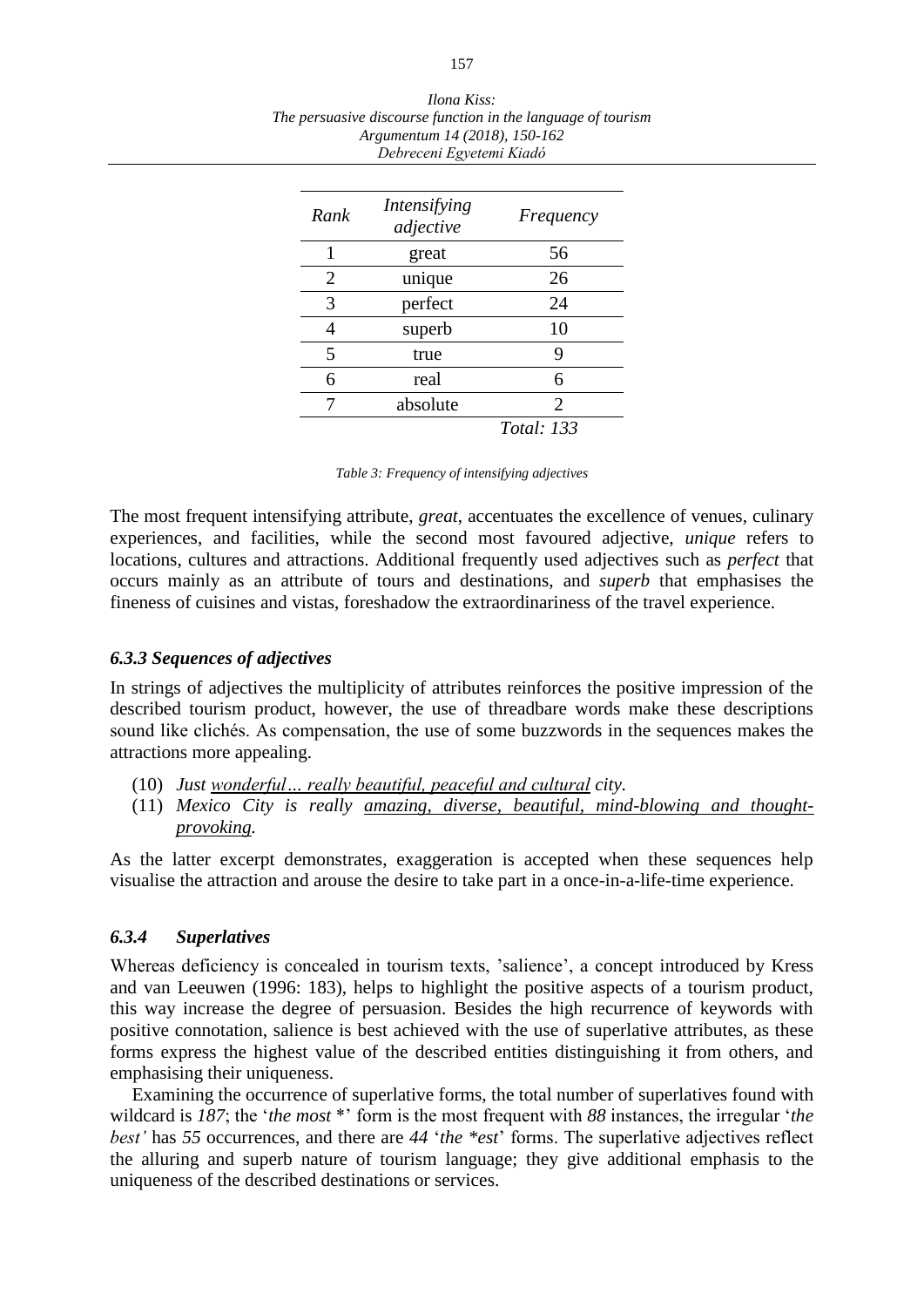| *Rank* | *Intensifying adjective* | *Frequency* |
|---|---|---|
| 1 | great | 56 |
| 2 | unique | 26 |
| 3 | perfect | 24 |
| 4 | superb | 10 |
| 5 | true | 9 |
| 6 | real | 6 |
| 7 | absolute | 2 |
| | | *Total: 133* |

*Table 3: Frequency of intensifying adjectives*

The most frequent intensifying attribute, *great*, accentuates the excellence of venues, culinary experiences, and facilities, while the second most favoured adjective, *unique* refers to locations, cultures and attractions. Additional frequently used adjectives such as *perfect* that occurs mainly as an attribute of tours and destinations, and *superb* that emphasises the fineness of cuisines and vistas, foreshadow the extraordinariness of the travel experience.

### *6.3.3 Sequences of adjectives*

In strings of adjectives the multiplicity of attributes reinforces the positive impression of the described tourism product, however, the use of threadbare words make these descriptions sound like clichés. As compensation, the use of some buzzwords in the sequences makes the attractions more appealing.

(10) *Just <u>wonderful… really beautiful, peaceful and cultural</u> city.*
(11) *Mexico City is really <u>amazing, diverse, beautiful, mind-blowing and thought-provoking</u>.*

As the latter excerpt demonstrates, exaggeration is accepted when these sequences help visualise the attraction and arouse the desire to take part in a once-in-a-life-time experience.

### *6.3.4 Superlatives*

Whereas deficiency is concealed in tourism texts, 'salience', a concept introduced by Kress and van Leeuwen (1996: 183), helps to highlight the positive aspects of a tourism product, this way increase the degree of persuasion. Besides the high recurrence of keywords with positive connotation, salience is best achieved with the use of superlative attributes, as these forms express the highest value of the described entities distinguishing it from others, and emphasising their uniqueness.

Examining the occurrence of superlative forms, the total number of superlatives found with wildcard is *187*; the '*the most* *' form is the most frequent with *88* instances, the irregular '*the best'* has *55* occurrences, and there are *44* '*the *est*' forms. The superlative adjectives reflect the alluring and superb nature of tourism language; they give additional emphasis to the uniqueness of the described destinations or services.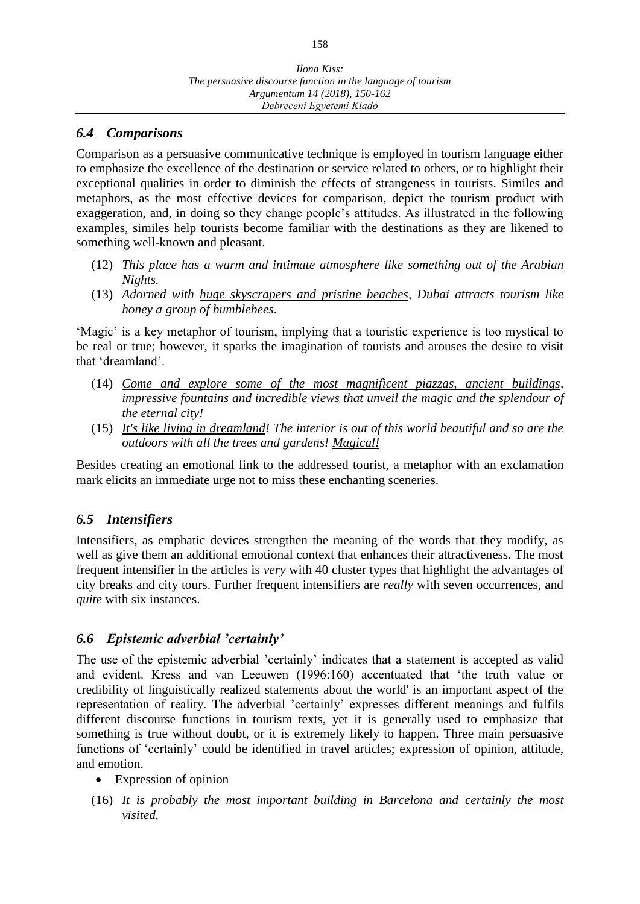### *6.4 Comparisons*

Comparison as a persuasive communicative technique is employed in tourism language either to emphasize the excellence of the destination or service related to others, or to highlight their exceptional qualities in order to diminish the effects of strangeness in tourists. Similes and metaphors, as the most effective devices for comparison, depict the tourism product with exaggeration, and, in doing so they change people's attitudes. As illustrated in the following examples, similes help tourists become familiar with the destinations as they are likened to something well-known and pleasant.

(12) *<u>This place has a warm and intimate atmosphere like</u> something out of <u>the Arabian Nights.</u>*

(13) *Adorned with <u>huge skyscrapers and pristine beaches</u>, Dubai attracts tourism like honey a group of bumblebees*.

'Magic' is a key metaphor of tourism, implying that a touristic experience is too mystical to be real or true; however, it sparks the imagination of tourists and arouses the desire to visit that 'dreamland'.

(14) *<u>Come and explore some of the most magnificent piazzas, ancient buildings</u>, impressive fountains and incredible views <u>that unveil the magic and the splendour</u> of the eternal city!*

(15) *<u>It's like living in dreamland</u>! The interior is out of this world beautiful and so are the outdoors with all the trees and gardens! <u>Magical!</u>*

Besides creating an emotional link to the addressed tourist, a metaphor with an exclamation mark elicits an immediate urge not to miss these enchanting sceneries.

### *6.5 Intensifiers*

Intensifiers, as emphatic devices strengthen the meaning of the words that they modify, as well as give them an additional emotional context that enhances their attractiveness. The most frequent intensifier in the articles is *very* with 40 cluster types that highlight the advantages of city breaks and city tours. Further frequent intensifiers are *really* with seven occurrences, and *quite* with six instances.

### *6.6 Epistemic adverbial 'certainly'*

The use of the epistemic adverbial 'certainly' indicates that a statement is accepted as valid and evident. Kress and van Leeuwen (1996:160) accentuated that 'the truth value or credibility of linguistically realized statements about the world' is an important aspect of the representation of reality. The adverbial 'certainly' expresses different meanings and fulfils different discourse functions in tourism texts, yet it is generally used to emphasize that something is true without doubt, or it is extremely likely to happen. Three main persuasive functions of 'certainly' could be identified in travel articles; expression of opinion, attitude, and emotion.

- Expression of opinion

(16) *It is probably the most important building in Barcelona and <u>certainly the most visited.</u>*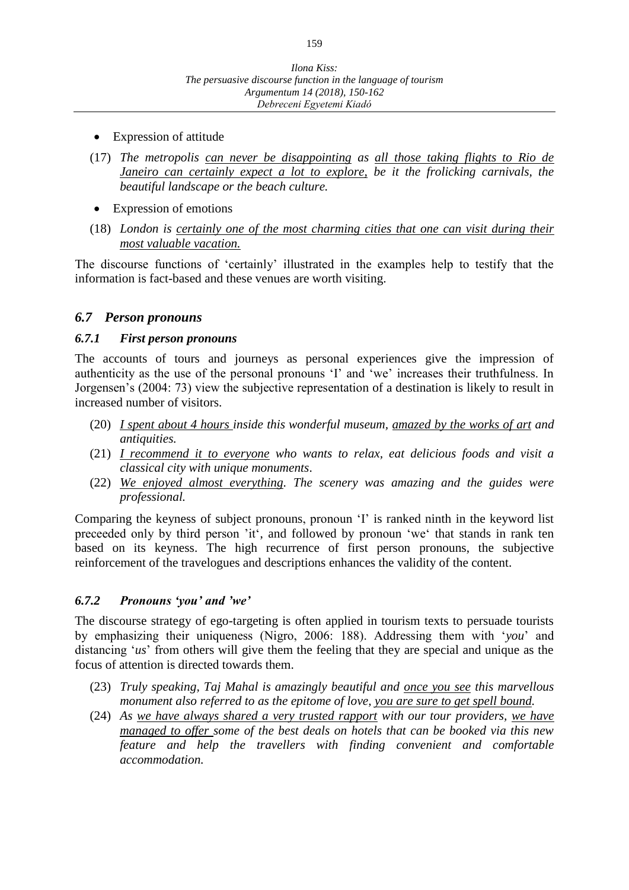- Expression of attitude

(17) *The metropolis can never be disappointing as all those taking flights to Rio de Janeiro can certainly expect a lot to explore, be it the frolicking carnivals, the beautiful landscape or the beach culture.*

- Expression of emotions

(18) *London is certainly one of the most charming cities that one can visit during their most valuable vacation.*

The discourse functions of 'certainly' illustrated in the examples help to testify that the information is fact-based and these venues are worth visiting.

## *6.7 Person pronouns*

### *6.7.1 First person pronouns*

The accounts of tours and journeys as personal experiences give the impression of authenticity as the use of the personal pronouns 'I' and 'we' increases their truthfulness. In Jorgensen's (2004: 73) view the subjective representation of a destination is likely to result in increased number of visitors.

(20) *I spent about 4 hours inside this wonderful museum, amazed by the works of art and antiquities.*

(21) *I recommend it to everyone who wants to relax, eat delicious foods and visit a classical city with unique monuments.*

(22) *We enjoyed almost everything. The scenery was amazing and the guides were professional.*

Comparing the keyness of subject pronouns, pronoun 'I' is ranked ninth in the keyword list preceeded only by third person 'it', and followed by pronoun 'we' that stands in rank ten based on its keyness. The high recurrence of first person pronouns, the subjective reinforcement of the travelogues and descriptions enhances the validity of the content.

### *6.7.2 Pronouns 'you' and 'we'*

The discourse strategy of ego-targeting is often applied in tourism texts to persuade tourists by emphasizing their uniqueness (Nigro, 2006: 188). Addressing them with '*you*' and distancing '*us*' from others will give them the feeling that they are special and unique as the focus of attention is directed towards them.

(23) *Truly speaking, Taj Mahal is amazingly beautiful and once you see this marvellous monument also referred to as the epitome of love, you are sure to get spell bound.*

(24) *As we have always shared a very trusted rapport with our tour providers, we have managed to offer some of the best deals on hotels that can be booked via this new feature and help the travellers with finding convenient and comfortable accommodation.*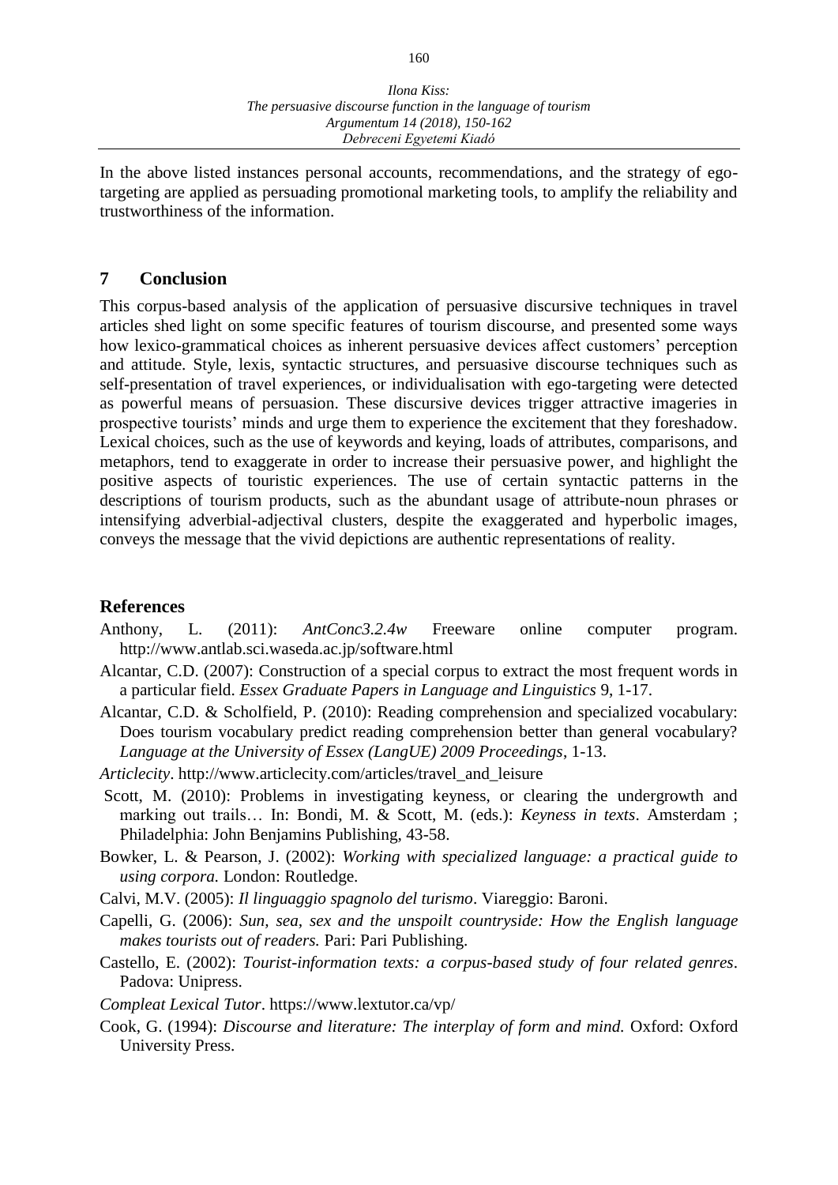In the above listed instances personal accounts, recommendations, and the strategy of ego-targeting are applied as persuading promotional marketing tools, to amplify the reliability and trustworthiness of the information.

## 7 Conclusion

This corpus-based analysis of the application of persuasive discursive techniques in travel articles shed light on some specific features of tourism discourse, and presented some ways how lexico-grammatical choices as inherent persuasive devices affect customers' perception and attitude. Style, lexis, syntactic structures, and persuasive discourse techniques such as self-presentation of travel experiences, or individualisation with ego-targeting were detected as powerful means of persuasion. These discursive devices trigger attractive imageries in prospective tourists' minds and urge them to experience the excitement that they foreshadow. Lexical choices, such as the use of keywords and keying, loads of attributes, comparisons, and metaphors, tend to exaggerate in order to increase their persuasive power, and highlight the positive aspects of touristic experiences. The use of certain syntactic patterns in the descriptions of tourism products, such as the abundant usage of attribute-noun phrases or intensifying adverbial-adjectival clusters, despite the exaggerated and hyperbolic images, conveys the message that the vivid depictions are authentic representations of reality.

## References

Anthony, L. (2011): *AntConc3.2.4w* Freeware online computer program. http://www.antlab.sci.waseda.ac.jp/software.html

Alcantar, C.D. (2007): Construction of a special corpus to extract the most frequent words in a particular field. *Essex Graduate Papers in Language and Linguistics* 9, 1-17.

Alcantar, C.D. & Scholfield, P. (2010): Reading comprehension and specialized vocabulary: Does tourism vocabulary predict reading comprehension better than general vocabulary? *Language at the University of Essex (LangUE) 2009 Proceedings*, 1-13.

*Articlecity*. http://www.articlecity.com/articles/travel_and_leisure

Scott, M. (2010): Problems in investigating keyness, or clearing the undergrowth and marking out trails… In: Bondi, M. & Scott, M. (eds.): *Keyness in texts*. Amsterdam ; Philadelphia: John Benjamins Publishing, 43-58.

Bowker, L. & Pearson, J. (2002): *Working with specialized language: a practical guide to using corpora.* London: Routledge.

Calvi, M.V. (2005): *Il linguaggio spagnolo del turismo*. Viareggio: Baroni.

Capelli, G. (2006): *Sun, sea, sex and the unspoilt countryside: How the English language makes tourists out of readers.* Pari: Pari Publishing.

Castello, E. (2002): *Tourist-information texts: a corpus-based study of four related genres*. Padova: Unipress.

*Compleat Lexical Tutor*. https://www.lextutor.ca/vp/

Cook, G. (1994): *Discourse and literature: The interplay of form and mind.* Oxford: Oxford University Press.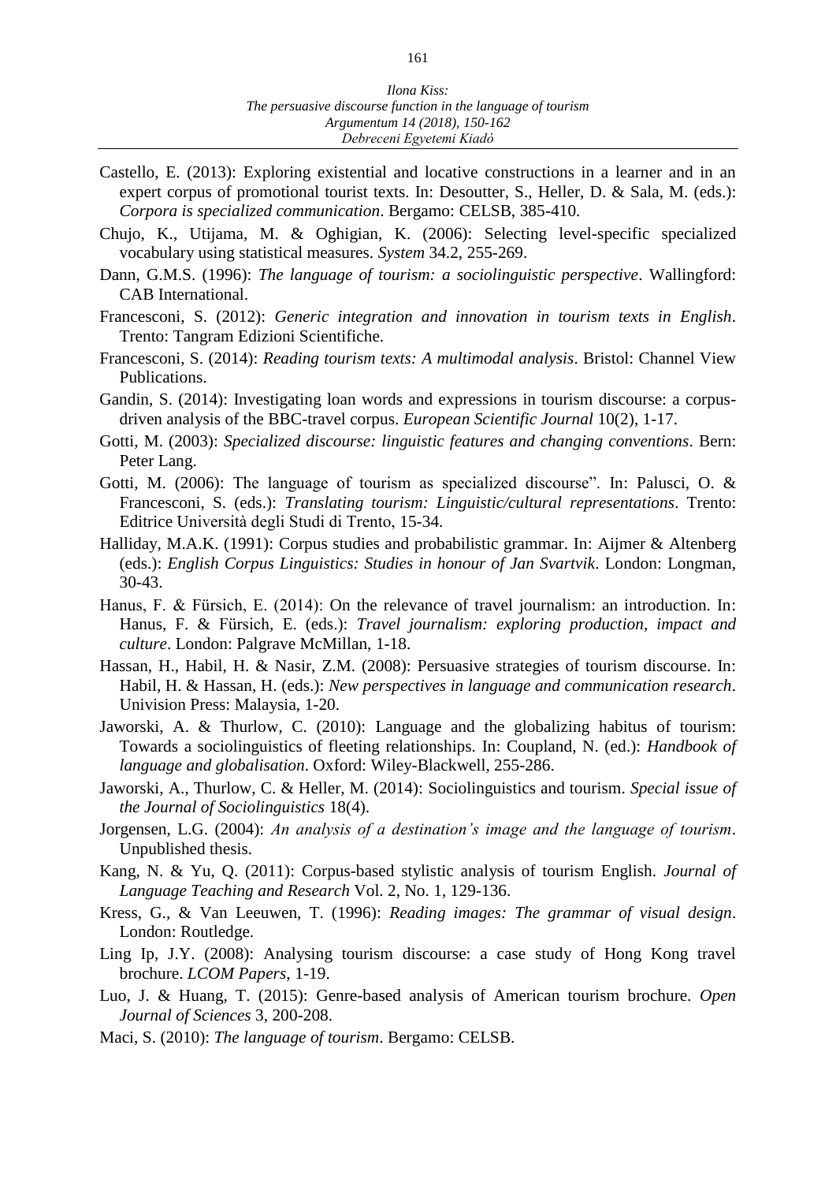Castello, E. (2013): Exploring existential and locative constructions in a learner and in an expert corpus of promotional tourist texts. In: Desoutter, S., Heller, D. & Sala, M. (eds.): *Corpora is specialized communication*. Bergamo: CELSB, 385-410.

Chujo, K., Utijama, M. & Oghigian, K. (2006): Selecting level-specific specialized vocabulary using statistical measures. *System* 34.2, 255-269.

Dann, G.M.S. (1996): *The language of tourism: a sociolinguistic perspective*. Wallingford: CAB International.

Francesconi, S. (2012): *Generic integration and innovation in tourism texts in English*. Trento: Tangram Edizioni Scientifiche.

Francesconi, S. (2014): *Reading tourism texts: A multimodal analysis*. Bristol: Channel View Publications.

Gandin, S. (2014): Investigating loan words and expressions in tourism discourse: a corpus-driven analysis of the BBC-travel corpus. *European Scientific Journal* 10(2), 1-17.

Gotti, M. (2003): *Specialized discourse: linguistic features and changing conventions*. Bern: Peter Lang.

Gotti, M. (2006): The language of tourism as specialized discourse". In: Palusci, O. & Francesconi, S. (eds.): *Translating tourism: Linguistic/cultural representations*. Trento: Editrice Università degli Studi di Trento, 15-34.

Halliday, M.A.K. (1991): Corpus studies and probabilistic grammar. In: Aijmer & Altenberg (eds.): *English Corpus Linguistics: Studies in honour of Jan Svartvik*. London: Longman, 30-43.

Hanus, F. & Fürsich, E. (2014): On the relevance of travel journalism: an introduction. In: Hanus, F. & Fürsich, E. (eds.): *Travel journalism: exploring production, impact and culture*. London: Palgrave McMillan, 1-18.

Hassan, H., Habil, H. & Nasir, Z.M. (2008): Persuasive strategies of tourism discourse. In: Habil, H. & Hassan, H. (eds.): *New perspectives in language and communication research*. Univision Press: Malaysia, 1-20.

Jaworski, A. & Thurlow, C. (2010): Language and the globalizing habitus of tourism: Towards a sociolinguistics of fleeting relationships. In: Coupland, N. (ed.): *Handbook of language and globalisation*. Oxford: Wiley-Blackwell, 255-286.

Jaworski, A., Thurlow, C. & Heller, M. (2014): Sociolinguistics and tourism. *Special issue of the Journal of Sociolinguistics* 18(4).

Jorgensen, L.G. (2004): *An analysis of a destination's image and the language of tourism*. Unpublished thesis.

Kang, N. & Yu, Q. (2011): Corpus-based stylistic analysis of tourism English. *Journal of Language Teaching and Research* Vol. 2, No. 1, 129-136.

Kress, G., & Van Leeuwen, T. (1996): *Reading images: The grammar of visual design*. London: Routledge.

Ling Ip, J.Y. (2008): Analysing tourism discourse: a case study of Hong Kong travel brochure. *LCOM Papers*, 1-19.

Luo, J. & Huang, T. (2015): Genre-based analysis of American tourism brochure. *Open Journal of Sciences* 3, 200-208.

Maci, S. (2010): *The language of tourism*. Bergamo: CELSB.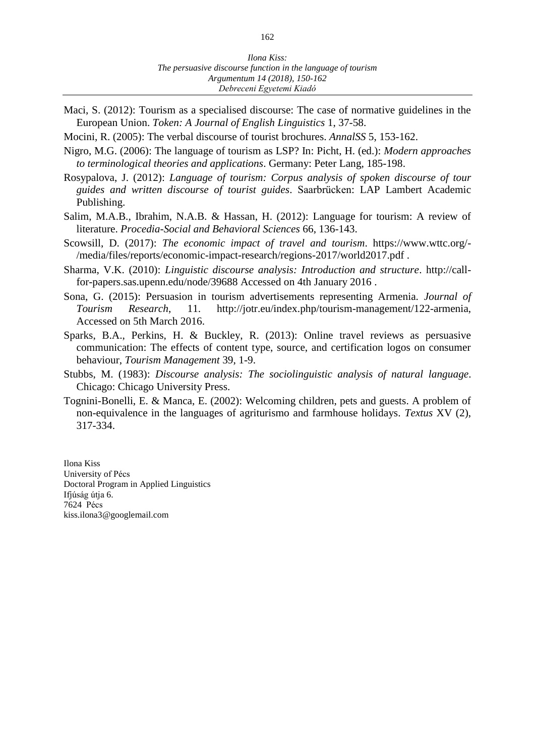Maci, S. (2012): Tourism as a specialised discourse: The case of normative guidelines in the European Union. *Token: A Journal of English Linguistics* 1, 37-58.

Mocini, R. (2005): The verbal discourse of tourist brochures. *AnnalSS* 5, 153-162.

Nigro, M.G. (2006): The language of tourism as LSP? In: Picht, H. (ed.): *Modern approaches to terminological theories and applications*. Germany: Peter Lang, 185-198.

Rosypalova, J. (2012): *Language of tourism: Corpus analysis of spoken discourse of tour guides and written discourse of tourist guides*. Saarbrücken: LAP Lambert Academic Publishing.

Salim, M.A.B., Ibrahim, N.A.B. & Hassan, H. (2012): Language for tourism: A review of literature. *Procedia-Social and Behavioral Sciences* 66, 136-143.

Scowsill, D. (2017): *The economic impact of travel and tourism*. https://www.wttc.org/-/media/files/reports/economic-impact-research/regions-2017/world2017.pdf .

Sharma, V.K. (2010): *Linguistic discourse analysis: Introduction and structure*. http://call-for-papers.sas.upenn.edu/node/39688 Accessed on 4th January 2016 .

Sona, G. (2015): Persuasion in tourism advertisements representing Armenia. *Journal of Tourism Research*, 11. http://jotr.eu/index.php/tourism-management/122-armenia, Accessed on 5th March 2016.

Sparks, B.A., Perkins, H. & Buckley, R. (2013): Online travel reviews as persuasive communication: The effects of content type, source, and certification logos on consumer behaviour, *Tourism Management* 39, 1-9.

Stubbs, M. (1983): *Discourse analysis: The sociolinguistic analysis of natural language*. Chicago: Chicago University Press.

Tognini-Bonelli, E. & Manca, E. (2002): Welcoming children, pets and guests. A problem of non-equivalence in the languages of agriturismo and farmhouse holidays. *Textus* XV (2), 317-334.

Ilona Kiss
University of Pécs
Doctoral Program in Applied Linguistics
Ifjúság útja 6.
7624 Pécs
kiss.ilona3@googlemail.com